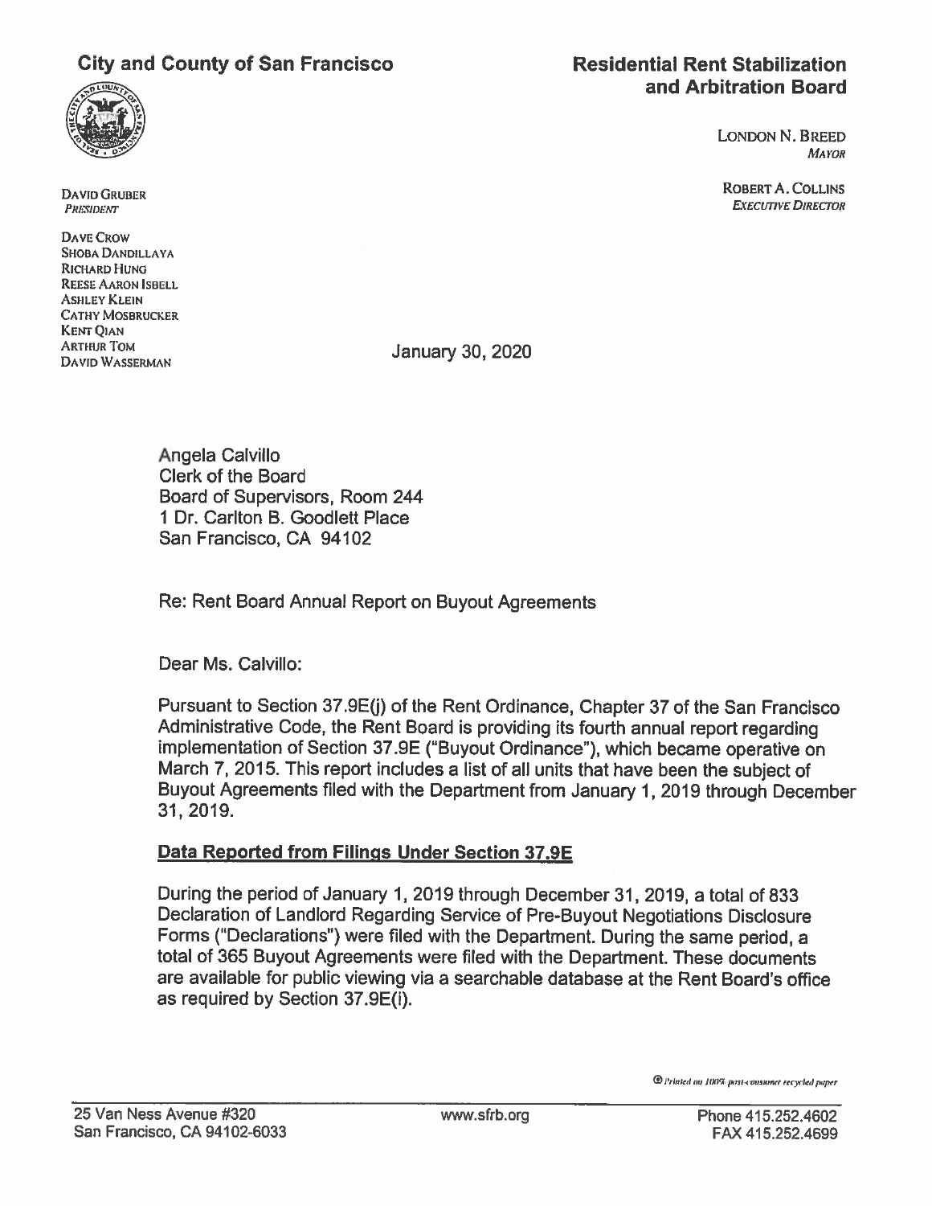**City and County of San Francisco**

**Residential Rent Stabilization and Arbitration Board**

LONDON N. BREED
*MAYOR*

ROBERT A. COLLINS
*EXECUTIVE DIRECTOR*

DAVID GRUBER
*PRESIDENT*

DAVE CROW
SHOBA DANDILLAYA
RICHARD HUNG
REESE AARON ISBELL
ASHLEY KLEIN
CATHY MOSBRUCKER
KENT QIAN
ARTHUR TOM
DAVID WASSERMAN

January 30, 2020

Angela Calvillo
Clerk of the Board
Board of Supervisors, Room 244
1 Dr. Carlton B. Goodlett Place
San Francisco, CA 94102

Re: Rent Board Annual Report on Buyout Agreements

Dear Ms. Calvillo:

Pursuant to Section 37.9E(j) of the Rent Ordinance, Chapter 37 of the San Francisco Administrative Code, the Rent Board is providing its fourth annual report regarding implementation of Section 37.9E ("Buyout Ordinance"), which became operative on March 7, 2015. This report includes a list of all units that have been the subject of Buyout Agreements filed with the Department from January 1, 2019 through December 31, 2019.

**Data Reported from Filings Under Section 37.9E**

During the period of January 1, 2019 through December 31, 2019, a total of 833 Declaration of Landlord Regarding Service of Pre-Buyout Negotiations Disclosure Forms ("Declarations") were filed with the Department. During the same period, a total of 365 Buyout Agreements were filed with the Department. These documents are available for public viewing via a searchable database at the Rent Board's office as required by Section 37.9E(i).

*Printed on 100% post-consumer recycled paper*

25 Van Ness Avenue #320
San Francisco, CA 94102-6033

www.sfrb.org

Phone 415.252.4602
FAX 415.252.4699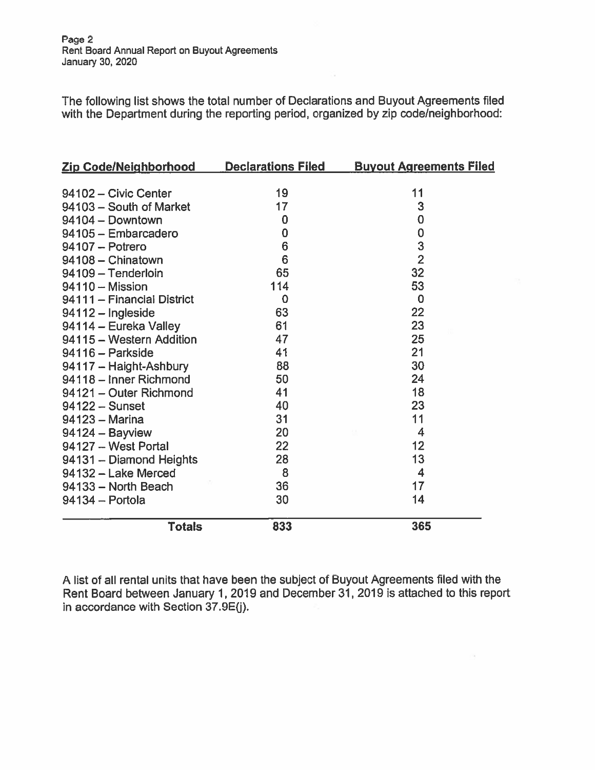The following list shows the total number of Declarations and Buyout Agreements filed with the Department during the reporting period, organized by zip code/neighborhood:

| Zip Code/Neighborhood | Declarations Filed | Buyout Agreements Filed |
|---|---|---|
| 94102 – Civic Center | 19 | 11 |
| 94103 – South of Market | 17 | 3 |
| 94104 – Downtown | 0 | 0 |
| 94105 – Embarcadero | 0 | 0 |
| 94107 – Potrero | 6 | 3 |
| 94108 – Chinatown | 6 | 2 |
| 94109 – Tenderloin | 65 | 32 |
| 94110 – Mission | 114 | 53 |
| 94111 – Financial District | 0 | 0 |
| 94112 – Ingleside | 63 | 22 |
| 94114 – Eureka Valley | 61 | 23 |
| 94115 – Western Addition | 47 | 25 |
| 94116 – Parkside | 41 | 21 |
| 94117 – Haight-Ashbury | 88 | 30 |
| 94118 – Inner Richmond | 50 | 24 |
| 94121 – Outer Richmond | 41 | 18 |
| 94122 – Sunset | 40 | 23 |
| 94123 – Marina | 31 | 11 |
| 94124 – Bayview | 20 | 4 |
| 94127 – West Portal | 22 | 12 |
| 94131 – Diamond Heights | 28 | 13 |
| 94132 – Lake Merced | 8 | 4 |
| 94133 – North Beach | 36 | 17 |
| 94134 – Portola | 30 | 14 |
| **Totals** | **833** | **365** |

A list of all rental units that have been the subject of Buyout Agreements filed with the Rent Board between January 1, 2019 and December 31, 2019 is attached to this report in accordance with Section 37.9E(j).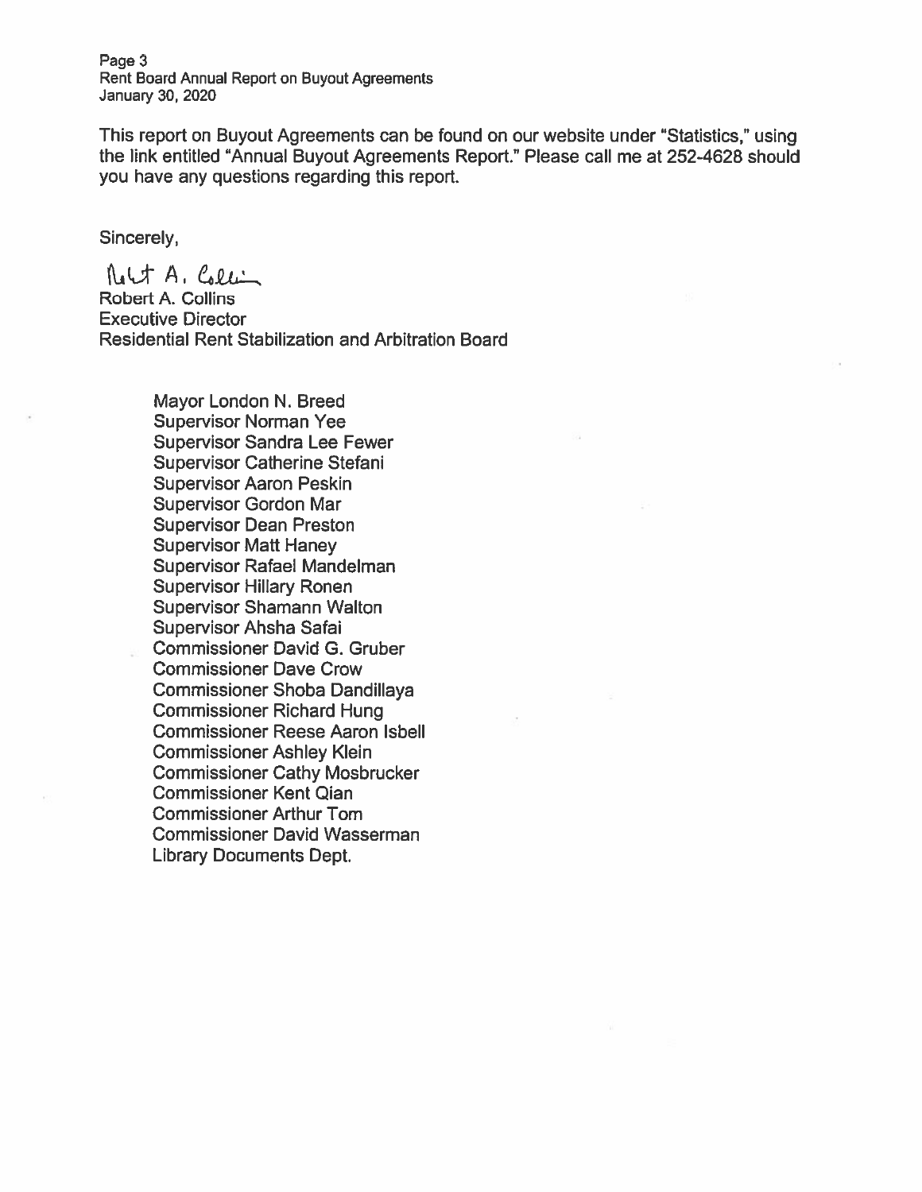This report on Buyout Agreements can be found on our website under "Statistics," using the link entitled "Annual Buyout Agreements Report." Please call me at 252-4628 should you have any questions regarding this report.

Sincerely,

Robert A. Collins
Executive Director
Residential Rent Stabilization and Arbitration Board

Mayor London N. Breed
Supervisor Norman Yee
Supervisor Sandra Lee Fewer
Supervisor Catherine Stefani
Supervisor Aaron Peskin
Supervisor Gordon Mar
Supervisor Dean Preston
Supervisor Matt Haney
Supervisor Rafael Mandelman
Supervisor Hillary Ronen
Supervisor Shamann Walton
Supervisor Ahsha Safai
Commissioner David G. Gruber
Commissioner Dave Crow
Commissioner Shoba Dandillaya
Commissioner Richard Hung
Commissioner Reese Aaron Isbell
Commissioner Ashley Klein
Commissioner Cathy Mosbrucker
Commissioner Kent Qian
Commissioner Arthur Tom
Commissioner David Wasserman
Library Documents Dept.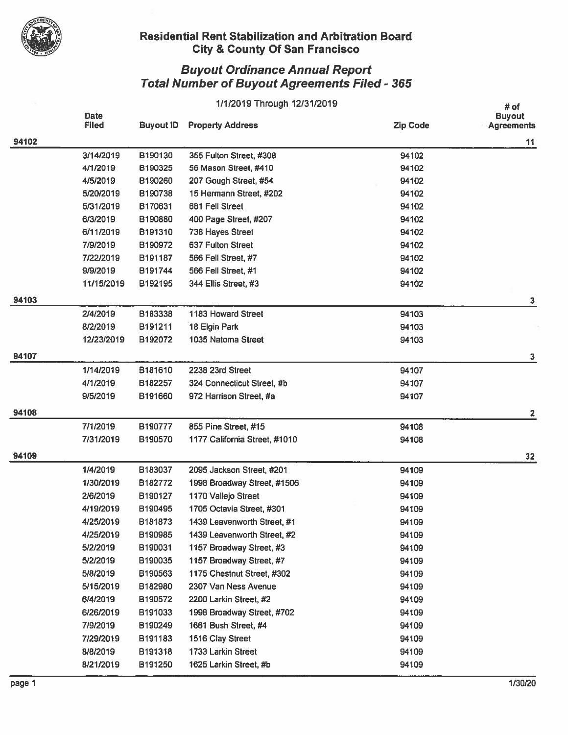## Residential Rent Stabilization and Arbitration Board
## City & County Of San Francisco

### *Buyout Ordinance Annual Report*
### *Total Number of Buyout Agreements Filed - 365*

1/1/2019 Through 12/31/2019

| | Date Filed | Buyout ID | Property Address | Zip Code | # of Buyout Agreements |
|---|---|---|---|---|---|
| **94102** | | | | | **11** |
| | 3/14/2019 | B190130 | 355 Fulton Street, #308 | 94102 | |
| | 4/1/2019 | B190325 | 56 Mason Street, #410 | 94102 | |
| | 4/5/2019 | B190260 | 207 Gough Street, #54 | 94102 | |
| | 5/20/2019 | B190738 | 15 Hermann Street, #202 | 94102 | |
| | 5/31/2019 | B170631 | 681 Fell Street | 94102 | |
| | 6/3/2019 | B190880 | 400 Page Street, #207 | 94102 | |
| | 6/11/2019 | B191310 | 738 Hayes Street | 94102 | |
| | 7/9/2019 | B190972 | 637 Fulton Street | 94102 | |
| | 7/22/2019 | B191187 | 566 Fell Street, #7 | 94102 | |
| | 9/9/2019 | B191744 | 566 Fell Street, #1 | 94102 | |
| | 11/15/2019 | B192195 | 344 Ellis Street, #3 | 94102 | |
| **94103** | | | | | **3** |
| | 2/4/2019 | B183338 | 1183 Howard Street | 94103 | |
| | 8/2/2019 | B191211 | 18 Elgin Park | 94103 | |
| | 12/23/2019 | B192072 | 1035 Natoma Street | 94103 | |
| **94107** | | | | | **3** |
| | 1/14/2019 | B181610 | 2238 23rd Street | 94107 | |
| | 4/1/2019 | B182257 | 324 Connecticut Street, #b | 94107 | |
| | 9/5/2019 | B191660 | 972 Harrison Street, #a | 94107 | |
| **94108** | | | | | **2** |
| | 7/1/2019 | B190777 | 855 Pine Street, #15 | 94108 | |
| | 7/31/2019 | B190570 | 1177 California Street, #1010 | 94108 | |
| **94109** | | | | | **32** |
| | 1/4/2019 | B183037 | 2095 Jackson Street, #201 | 94109 | |
| | 1/30/2019 | B182772 | 1998 Broadway Street, #1506 | 94109 | |
| | 2/6/2019 | B190127 | 1170 Vallejo Street | 94109 | |
| | 4/19/2019 | B190495 | 1705 Octavia Street, #301 | 94109 | |
| | 4/25/2019 | B181873 | 1439 Leavenworth Street, #1 | 94109 | |
| | 4/25/2019 | B190985 | 1439 Leavenworth Street, #2 | 94109 | |
| | 5/2/2019 | B190031 | 1157 Broadway Street, #3 | 94109 | |
| | 5/2/2019 | B190035 | 1157 Broadway Street, #7 | 94109 | |
| | 5/8/2019 | B190563 | 1175 Chestnut Street, #302 | 94109 | |
| | 5/15/2019 | B182980 | 2307 Van Ness Avenue | 94109 | |
| | 6/4/2019 | B190572 | 2200 Larkin Street, #2 | 94109 | |
| | 6/26/2019 | B191033 | 1998 Broadway Street, #702 | 94109 | |
| | 7/9/2019 | B190249 | 1661 Bush Street, #4 | 94109 | |
| | 7/29/2019 | B191183 | 1516 Clay Street | 94109 | |
| | 8/8/2019 | B191318 | 1733 Larkin Street | 94109 | |
| | 8/21/2019 | B191250 | 1625 Larkin Street, #b | 94109 | |

1/30/20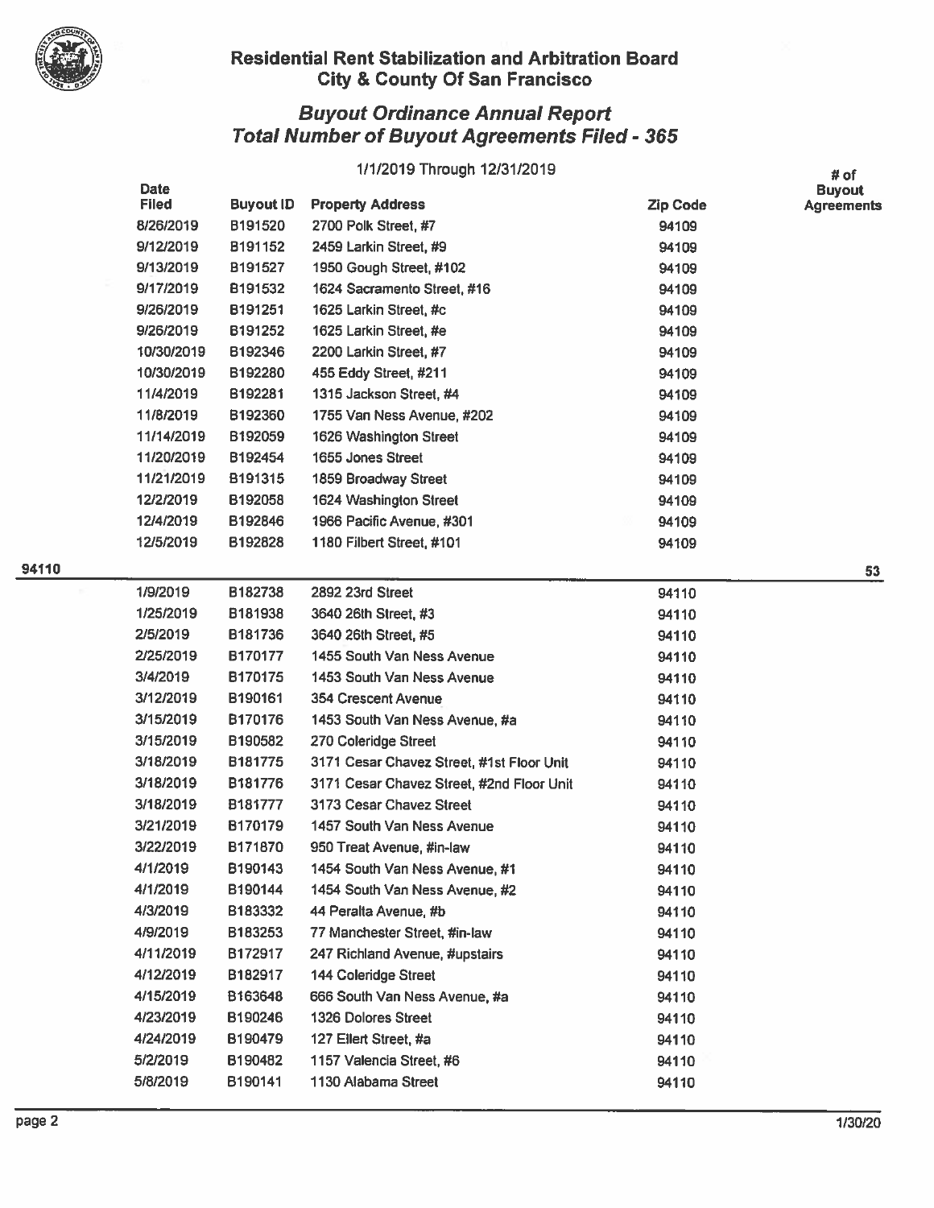## Residential Rent Stabilization and Arbitration Board
## City & County Of San Francisco

### *Buyout Ordinance Annual Report*
### *Total Number of Buyout Agreements Filed - 365*

1/1/2019 Through 12/31/2019

| | Date Filed | Buyout ID | Property Address | Zip Code | # of Buyout Agreements |
|---|---|---|---|---|---|
| | 8/26/2019 | B191520 | 2700 Polk Street, #7 | 94109 | |
| | 9/12/2019 | B191152 | 2459 Larkin Street, #9 | 94109 | |
| | 9/13/2019 | B191527 | 1950 Gough Street, #102 | 94109 | |
| | 9/17/2019 | B191532 | 1624 Sacramento Street, #16 | 94109 | |
| | 9/26/2019 | B191251 | 1625 Larkin Street, #c | 94109 | |
| | 9/26/2019 | B191252 | 1625 Larkin Street, #e | 94109 | |
| | 10/30/2019 | B192346 | 2200 Larkin Street, #7 | 94109 | |
| | 10/30/2019 | B192280 | 455 Eddy Street, #211 | 94109 | |
| | 11/4/2019 | B192281 | 1315 Jackson Street, #4 | 94109 | |
| | 11/8/2019 | B192360 | 1755 Van Ness Avenue, #202 | 94109 | |
| | 11/14/2019 | B192059 | 1626 Washington Street | 94109 | |
| | 11/20/2019 | B192454 | 1655 Jones Street | 94109 | |
| | 11/21/2019 | B191315 | 1859 Broadway Street | 94109 | |
| | 12/2/2019 | B192058 | 1624 Washington Street | 94109 | |
| | 12/4/2019 | B192846 | 1966 Pacific Avenue, #301 | 94109 | |
| | 12/5/2019 | B192828 | 1180 Filbert Street, #101 | 94109 | |
| **94110** | | | | | **53** |
| | 1/9/2019 | B182738 | 2892 23rd Street | 94110 | |
| | 1/25/2019 | B181938 | 3640 26th Street, #3 | 94110 | |
| | 2/5/2019 | B181736 | 3640 26th Street, #5 | 94110 | |
| | 2/25/2019 | B170177 | 1455 South Van Ness Avenue | 94110 | |
| | 3/4/2019 | B170175 | 1453 South Van Ness Avenue | 94110 | |
| | 3/12/2019 | B190161 | 354 Crescent Avenue | 94110 | |
| | 3/15/2019 | B170176 | 1453 South Van Ness Avenue, #a | 94110 | |
| | 3/15/2019 | B190582 | 270 Coleridge Street | 94110 | |
| | 3/18/2019 | B181775 | 3171 Cesar Chavez Street, #1st Floor Unit | 94110 | |
| | 3/18/2019 | B181776 | 3171 Cesar Chavez Street, #2nd Floor Unit | 94110 | |
| | 3/18/2019 | B181777 | 3173 Cesar Chavez Street | 94110 | |
| | 3/21/2019 | B170179 | 1457 South Van Ness Avenue | 94110 | |
| | 3/22/2019 | B171870 | 950 Treat Avenue, #in-law | 94110 | |
| | 4/1/2019 | B190143 | 1454 South Van Ness Avenue, #1 | 94110 | |
| | 4/1/2019 | B190144 | 1454 South Van Ness Avenue, #2 | 94110 | |
| | 4/3/2019 | B183332 | 44 Peralta Avenue, #b | 94110 | |
| | 4/9/2019 | B183253 | 77 Manchester Street, #in-law | 94110 | |
| | 4/11/2019 | B172917 | 247 Richland Avenue, #upstairs | 94110 | |
| | 4/12/2019 | B182917 | 144 Coleridge Street | 94110 | |
| | 4/15/2019 | B163648 | 666 South Van Ness Avenue, #a | 94110 | |
| | 4/23/2019 | B190246 | 1326 Dolores Street | 94110 | |
| | 4/24/2019 | B190479 | 127 Ellert Street, #a | 94110 | |
| | 5/2/2019 | B190482 | 1157 Valencia Street, #6 | 94110 | |
| | 5/8/2019 | B190141 | 1130 Alabama Street | 94110 | |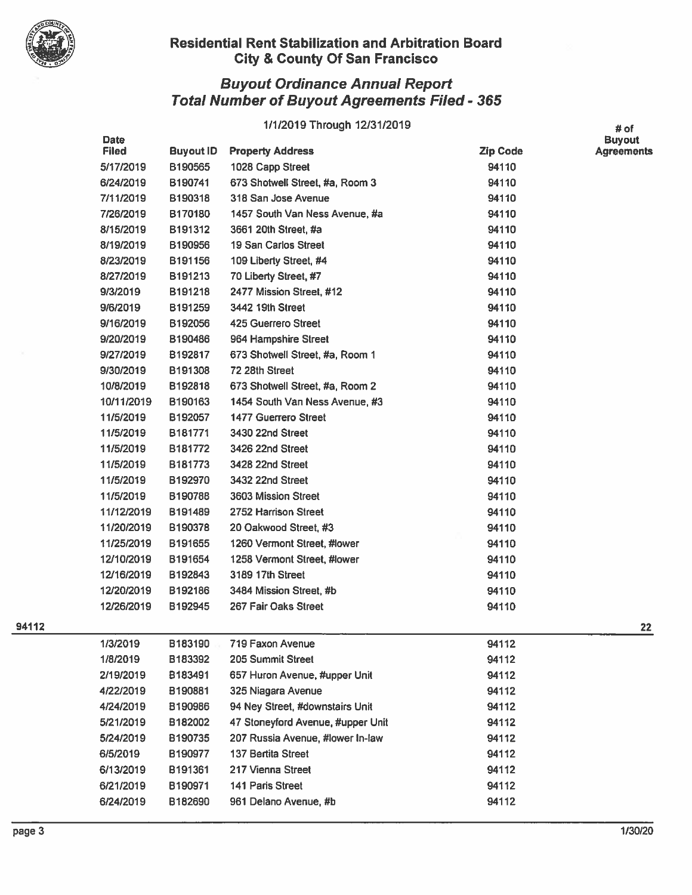# Residential Rent Stabilization and Arbitration Board
## City & County Of San Francisco

### *Buyout Ordinance Annual Report*
### *Total Number of Buyout Agreements Filed - 365*

1/1/2019 Through 12/31/2019

| | Date Filed | Buyout ID | Property Address | Zip Code | # of Buyout Agreements |
|---|---|---|---|---|---|
| | 5/17/2019 | B190565 | 1028 Capp Street | 94110 | |
| | 6/24/2019 | B190741 | 673 Shotwell Street, #a, Room 3 | 94110 | |
| | 7/11/2019 | B190318 | 318 San Jose Avenue | 94110 | |
| | 7/26/2019 | B170180 | 1457 South Van Ness Avenue, #a | 94110 | |
| | 8/15/2019 | B191312 | 3661 20th Street, #a | 94110 | |
| | 8/19/2019 | B190956 | 19 San Carlos Street | 94110 | |
| | 8/23/2019 | B191156 | 109 Liberty Street, #4 | 94110 | |
| | 8/27/2019 | B191213 | 70 Liberty Street, #7 | 94110 | |
| | 9/3/2019 | B191218 | 2477 Mission Street, #12 | 94110 | |
| | 9/6/2019 | B191259 | 3442 19th Street | 94110 | |
| | 9/16/2019 | B192056 | 425 Guerrero Street | 94110 | |
| | 9/20/2019 | B190486 | 964 Hampshire Street | 94110 | |
| | 9/27/2019 | B192817 | 673 Shotwell Street, #a, Room 1 | 94110 | |
| | 9/30/2019 | B191308 | 72 28th Street | 94110 | |
| | 10/8/2019 | B192818 | 673 Shotwell Street, #a, Room 2 | 94110 | |
| | 10/11/2019 | B190163 | 1454 South Van Ness Avenue, #3 | 94110 | |
| | 11/5/2019 | B192057 | 1477 Guerrero Street | 94110 | |
| | 11/5/2019 | B181771 | 3430 22nd Street | 94110 | |
| | 11/5/2019 | B181772 | 3426 22nd Street | 94110 | |
| | 11/5/2019 | B181773 | 3428 22nd Street | 94110 | |
| | 11/5/2019 | B192970 | 3432 22nd Street | 94110 | |
| | 11/5/2019 | B190788 | 3603 Mission Street | 94110 | |
| | 11/12/2019 | B191489 | 2752 Harrison Street | 94110 | |
| | 11/20/2019 | B190378 | 20 Oakwood Street, #3 | 94110 | |
| | 11/25/2019 | B191655 | 1260 Vermont Street, #lower | 94110 | |
| | 12/10/2019 | B191654 | 1258 Vermont Street, #lower | 94110 | |
| | 12/16/2019 | B192843 | 3189 17th Street | 94110 | |
| | 12/20/2019 | B192186 | 3484 Mission Street, #b | 94110 | |
| | 12/26/2019 | B192945 | 267 Fair Oaks Street | 94110 | |
| **94112** | | | | | **22** |
| | 1/3/2019 | B183190 | 719 Faxon Avenue | 94112 | |
| | 1/8/2019 | B183392 | 205 Summit Street | 94112 | |
| | 2/19/2019 | B183491 | 657 Huron Avenue, #upper Unit | 94112 | |
| | 4/22/2019 | B190881 | 325 Niagara Avenue | 94112 | |
| | 4/24/2019 | B190986 | 94 Ney Street, #downstairs Unit | 94112 | |
| | 5/21/2019 | B182002 | 47 Stoneyford Avenue, #upper Unit | 94112 | |
| | 5/24/2019 | B190735 | 207 Russia Avenue, #lower In-law | 94112 | |
| | 6/5/2019 | B190977 | 137 Bertita Street | 94112 | |
| | 6/13/2019 | B191361 | 217 Vienna Street | 94112 | |
| | 6/21/2019 | B190971 | 141 Paris Street | 94112 | |
| | 6/24/2019 | B182690 | 961 Delano Avenue, #b | 94112 | |

1/30/20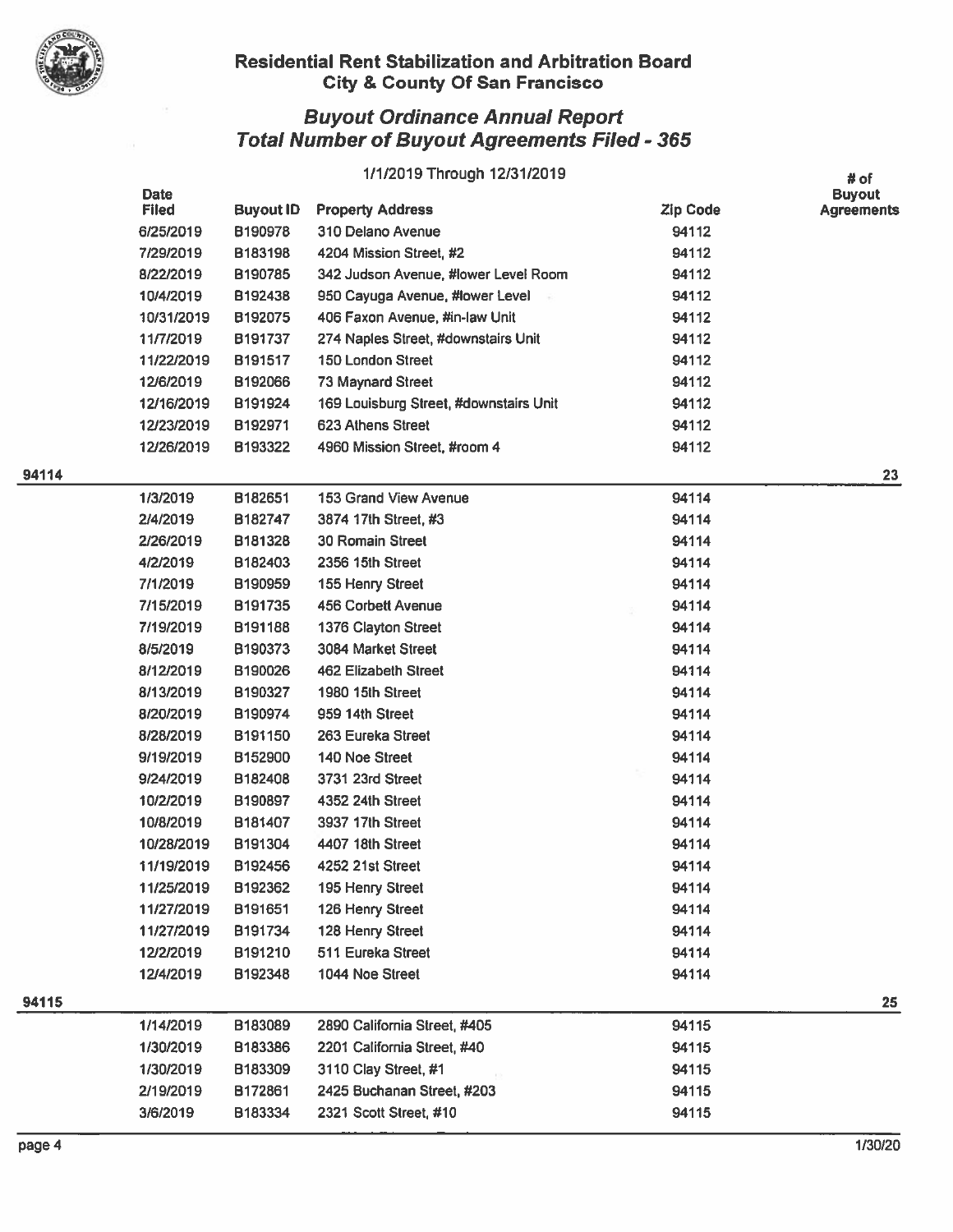## Residential Rent Stabilization and Arbitration Board
### City & County Of San Francisco

### *Buyout Ordinance Annual Report*
### *Total Number of Buyout Agreements Filed - 365*

1/1/2019 Through 12/31/2019

| | Date Filed | Buyout ID | Property Address | Zip Code | # of Buyout Agreements |
|---|---|---|---|---|---|
| | 6/25/2019 | B190978 | 310 Delano Avenue | 94112 | |
| | 7/29/2019 | B183198 | 4204 Mission Street, #2 | 94112 | |
| | 8/22/2019 | B190785 | 342 Judson Avenue, #lower Level Room | 94112 | |
| | 10/4/2019 | B192438 | 950 Cayuga Avenue, #lower Level | 94112 | |
| | 10/31/2019 | B192075 | 406 Faxon Avenue, #in-law Unit | 94112 | |
| | 11/7/2019 | B191737 | 274 Naples Street, #downstairs Unit | 94112 | |
| | 11/22/2019 | B191517 | 150 London Street | 94112 | |
| | 12/6/2019 | B192066 | 73 Maynard Street | 94112 | |
| | 12/16/2019 | B191924 | 169 Louisburg Street, #downstairs Unit | 94112 | |
| | 12/23/2019 | B192971 | 623 Athens Street | 94112 | |
| | 12/26/2019 | B193322 | 4960 Mission Street, #room 4 | 94112 | |
| **94114** | | | | | **23** |
| | 1/3/2019 | B182651 | 153 Grand View Avenue | 94114 | |
| | 2/4/2019 | B182747 | 3874 17th Street, #3 | 94114 | |
| | 2/26/2019 | B181328 | 30 Romain Street | 94114 | |
| | 4/2/2019 | B182403 | 2356 15th Street | 94114 | |
| | 7/1/2019 | B190959 | 155 Henry Street | 94114 | |
| | 7/15/2019 | B191735 | 456 Corbett Avenue | 94114 | |
| | 7/19/2019 | B191188 | 1376 Clayton Street | 94114 | |
| | 8/5/2019 | B190373 | 3084 Market Street | 94114 | |
| | 8/12/2019 | B190026 | 462 Elizabeth Street | 94114 | |
| | 8/13/2019 | B190327 | 1980 15th Street | 94114 | |
| | 8/20/2019 | B190974 | 959 14th Street | 94114 | |
| | 8/28/2019 | B191150 | 263 Eureka Street | 94114 | |
| | 9/19/2019 | B152900 | 140 Noe Street | 94114 | |
| | 9/24/2019 | B182408 | 3731 23rd Street | 94114 | |
| | 10/2/2019 | B190897 | 4352 24th Street | 94114 | |
| | 10/8/2019 | B181407 | 3937 17th Street | 94114 | |
| | 10/28/2019 | B191304 | 4407 18th Street | 94114 | |
| | 11/19/2019 | B192456 | 4252 21st Street | 94114 | |
| | 11/25/2019 | B192362 | 195 Henry Street | 94114 | |
| | 11/27/2019 | B191651 | 126 Henry Street | 94114 | |
| | 11/27/2019 | B191734 | 128 Henry Street | 94114 | |
| | 12/2/2019 | B191210 | 511 Eureka Street | 94114 | |
| | 12/4/2019 | B192348 | 1044 Noe Street | 94114 | |
| **94115** | | | | | **25** |
| | 1/14/2019 | B183089 | 2890 California Street, #405 | 94115 | |
| | 1/30/2019 | B183386 | 2201 California Street, #40 | 94115 | |
| | 1/30/2019 | B183309 | 3110 Clay Street, #1 | 94115 | |
| | 2/19/2019 | B172861 | 2425 Buchanan Street, #203 | 94115 | |
| | 3/6/2019 | B183334 | 2321 Scott Street, #10 | 94115 | |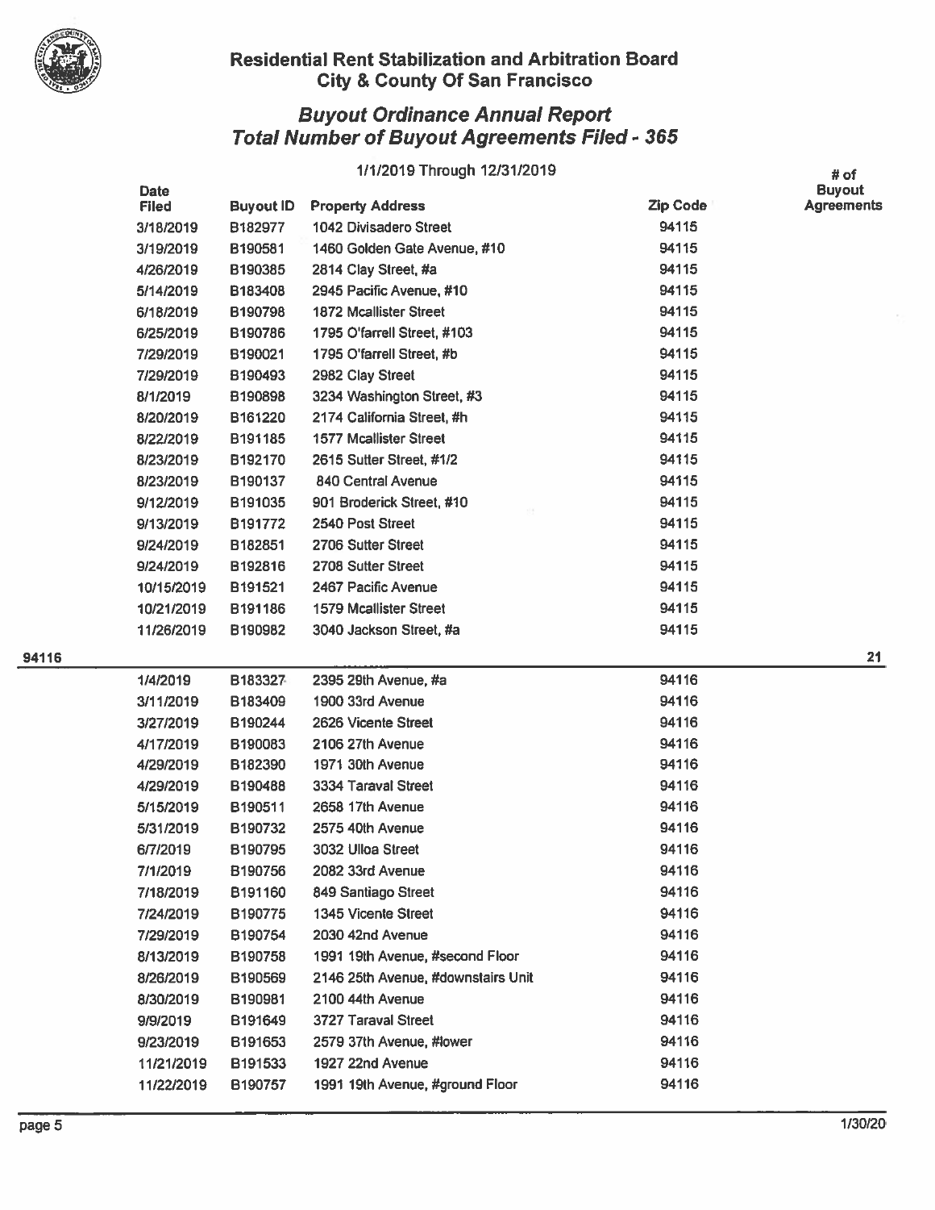## Residential Rent Stabilization and Arbitration Board
## City & County Of San Francisco

# *Buyout Ordinance Annual Report*
# *Total Number of Buyout Agreements Filed - 365*

1/1/2019 Through 12/31/2019

| | Date Filed | Buyout ID | Property Address | Zip Code | # of Buyout Agreements |
|---|---|---|---|---|---|
| | 3/18/2019 | B182977 | 1042 Divisadero Street | 94115 | |
| | 3/19/2019 | B190581 | 1460 Golden Gate Avenue, #10 | 94115 | |
| | 4/26/2019 | B190385 | 2814 Clay Street, #a | 94115 | |
| | 5/14/2019 | B183408 | 2945 Pacific Avenue, #10 | 94115 | |
| | 6/18/2019 | B190798 | 1872 Mcallister Street | 94115 | |
| | 6/25/2019 | B190786 | 1795 O'farrell Street, #103 | 94115 | |
| | 7/29/2019 | B190021 | 1795 O'farrell Street, #b | 94115 | |
| | 7/29/2019 | B190493 | 2982 Clay Street | 94115 | |
| | 8/1/2019 | B190898 | 3234 Washington Street, #3 | 94115 | |
| | 8/20/2019 | B161220 | 2174 California Street, #h | 94115 | |
| | 8/22/2019 | B191185 | 1577 Mcallister Street | 94115 | |
| | 8/23/2019 | B192170 | 2615 Sutter Street, #1/2 | 94115 | |
| | 8/23/2019 | B190137 | 840 Central Avenue | 94115 | |
| | 9/12/2019 | B191035 | 901 Broderick Street, #10 | 94115 | |
| | 9/13/2019 | B191772 | 2540 Post Street | 94115 | |
| | 9/24/2019 | B182851 | 2706 Sutter Street | 94115 | |
| | 9/24/2019 | B192816 | 2708 Sutter Street | 94115 | |
| | 10/15/2019 | B191521 | 2467 Pacific Avenue | 94115 | |
| | 10/21/2019 | B191186 | 1579 Mcallister Street | 94115 | |
| | 11/26/2019 | B190982 | 3040 Jackson Street, #a | 94115 | |
| **94116** | | | | | **21** |
| | 1/4/2019 | B183327 | 2395 29th Avenue, #a | 94116 | |
| | 3/11/2019 | B183409 | 1900 33rd Avenue | 94116 | |
| | 3/27/2019 | B190244 | 2626 Vicente Street | 94116 | |
| | 4/17/2019 | B190083 | 2106 27th Avenue | 94116 | |
| | 4/29/2019 | B182390 | 1971 30th Avenue | 94116 | |
| | 4/29/2019 | B190488 | 3334 Taraval Street | 94116 | |
| | 5/15/2019 | B190511 | 2658 17th Avenue | 94116 | |
| | 5/31/2019 | B190732 | 2575 40th Avenue | 94116 | |
| | 6/7/2019 | B190795 | 3032 Ulloa Street | 94116 | |
| | 7/1/2019 | B190756 | 2082 33rd Avenue | 94116 | |
| | 7/18/2019 | B191160 | 849 Santiago Street | 94116 | |
| | 7/24/2019 | B190775 | 1345 Vicente Street | 94116 | |
| | 7/29/2019 | B190754 | 2030 42nd Avenue | 94116 | |
| | 8/13/2019 | B190758 | 1991 19th Avenue, #second Floor | 94116 | |
| | 8/26/2019 | B190569 | 2146 25th Avenue, #downstairs Unit | 94116 | |
| | 8/30/2019 | B190981 | 2100 44th Avenue | 94116 | |
| | 9/9/2019 | B191649 | 3727 Taraval Street | 94116 | |
| | 9/23/2019 | B191653 | 2579 37th Avenue, #lower | 94116 | |
| | 11/21/2019 | B191533 | 1927 22nd Avenue | 94116 | |
| | 11/22/2019 | B190757 | 1991 19th Avenue, #ground Floor | 94116 | |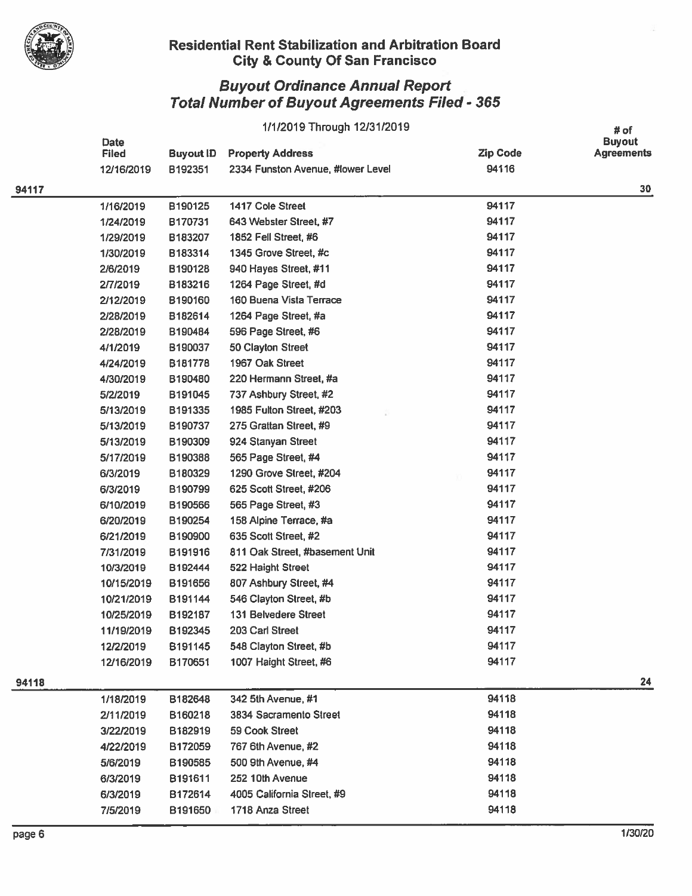## Residential Rent Stabilization and Arbitration Board
## City & County Of San Francisco

### *Buyout Ordinance Annual Report*
### *Total Number of Buyout Agreements Filed - 365*

1/1/2019 Through 12/31/2019

| | Date Filed | Buyout ID | Property Address | Zip Code | # of Buyout Agreements |
|---|---|---|---|---|---|
| | 12/16/2019 | B192351 | 2334 Funston Avenue, #lower Level | 94116 | |
| **94117** | | | | | **30** |
| | 1/16/2019 | B190125 | 1417 Cole Street | 94117 | |
| | 1/24/2019 | B170731 | 643 Webster Street, #7 | 94117 | |
| | 1/29/2019 | B183207 | 1852 Fell Street, #6 | 94117 | |
| | 1/30/2019 | B183314 | 1345 Grove Street, #c | 94117 | |
| | 2/6/2019 | B190128 | 940 Hayes Street, #11 | 94117 | |
| | 2/7/2019 | B183216 | 1264 Page Street, #d | 94117 | |
| | 2/12/2019 | B190160 | 160 Buena Vista Terrace | 94117 | |
| | 2/28/2019 | B182614 | 1264 Page Street, #a | 94117 | |
| | 2/28/2019 | B190484 | 596 Page Street, #6 | 94117 | |
| | 4/1/2019 | B190037 | 50 Clayton Street | 94117 | |
| | 4/24/2019 | B181778 | 1967 Oak Street | 94117 | |
| | 4/30/2019 | B190480 | 220 Hermann Street, #a | 94117 | |
| | 5/2/2019 | B191045 | 737 Ashbury Street, #2 | 94117 | |
| | 5/13/2019 | B191335 | 1985 Fulton Street, #203 | 94117 | |
| | 5/13/2019 | B190737 | 275 Grattan Street, #9 | 94117 | |
| | 5/13/2019 | B190309 | 924 Stanyan Street | 94117 | |
| | 5/17/2019 | B190388 | 565 Page Street, #4 | 94117 | |
| | 6/3/2019 | B180329 | 1290 Grove Street, #204 | 94117 | |
| | 6/3/2019 | B190799 | 625 Scott Street, #206 | 94117 | |
| | 6/10/2019 | B190566 | 565 Page Street, #3 | 94117 | |
| | 6/20/2019 | B190254 | 158 Alpine Terrace, #a | 94117 | |
| | 6/21/2019 | B190900 | 635 Scott Street, #2 | 94117 | |
| | 7/31/2019 | B191916 | 811 Oak Street, #basement Unit | 94117 | |
| | 10/3/2019 | B192444 | 522 Haight Street | 94117 | |
| | 10/15/2019 | B191656 | 807 Ashbury Street, #4 | 94117 | |
| | 10/21/2019 | B191144 | 546 Clayton Street, #b | 94117 | |
| | 10/25/2019 | B192187 | 131 Belvedere Street | 94117 | |
| | 11/19/2019 | B192345 | 203 Carl Street | 94117 | |
| | 12/2/2019 | B191145 | 548 Clayton Street, #b | 94117 | |
| | 12/16/2019 | B170651 | 1007 Haight Street, #6 | 94117 | |
| **94118** | | | | | **24** |
| | 1/18/2019 | B182648 | 342 5th Avenue, #1 | 94118 | |
| | 2/11/2019 | B160218 | 3834 Sacramento Street | 94118 | |
| | 3/22/2019 | B182919 | 59 Cook Street | 94118 | |
| | 4/22/2019 | B172059 | 767 6th Avenue, #2 | 94118 | |
| | 5/6/2019 | B190585 | 500 9th Avenue, #4 | 94118 | |
| | 6/3/2019 | B191611 | 252 10th Avenue | 94118 | |
| | 6/3/2019 | B172614 | 4005 California Street, #9 | 94118 | |
| | 7/5/2019 | B191650 | 1718 Anza Street | 94118 | |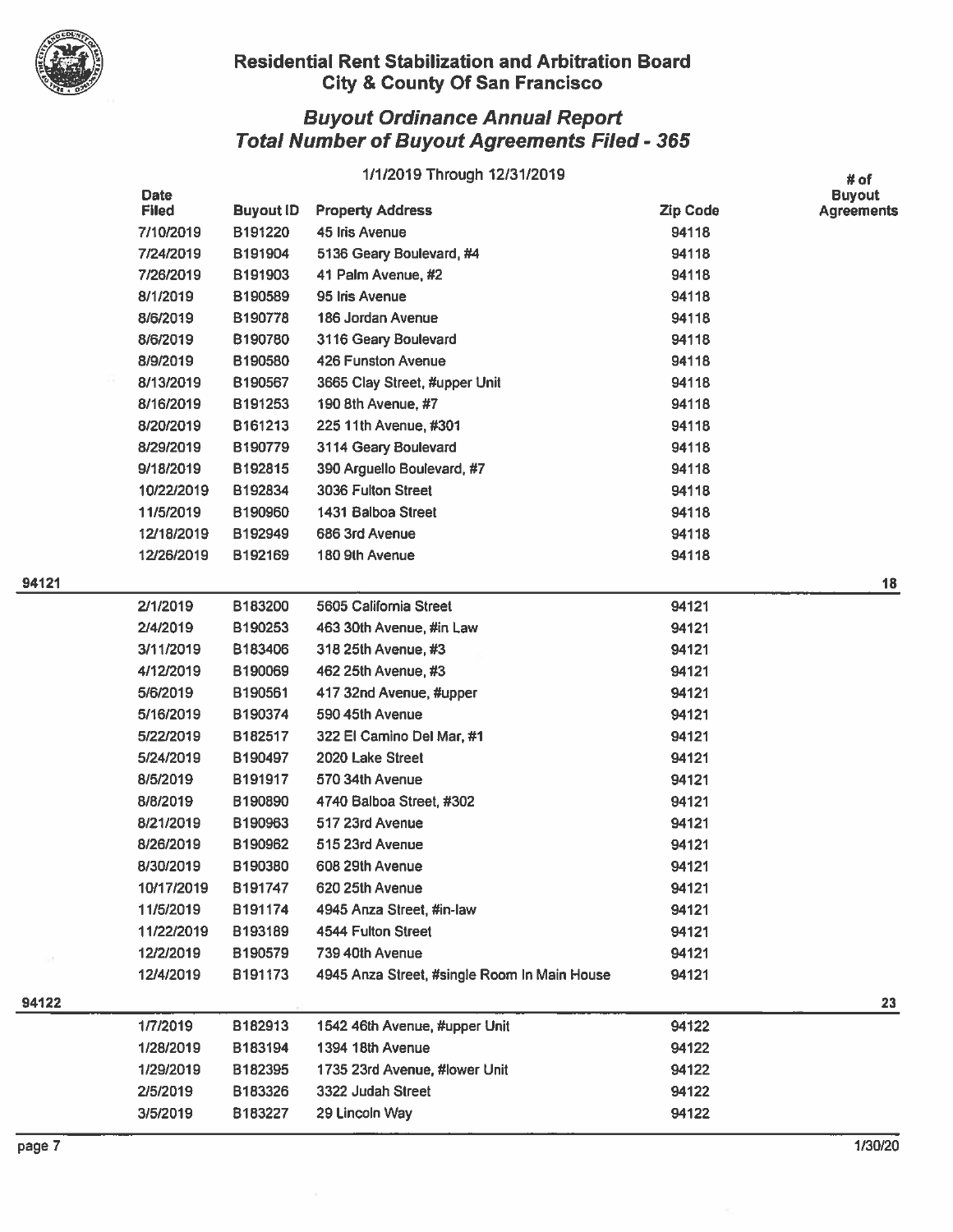## Residential Rent Stabilization and Arbitration Board
## City & County Of San Francisco

### *Buyout Ordinance Annual Report*
### *Total Number of Buyout Agreements Filed - 365*

1/1/2019 Through 12/31/2019

| | Date Filed | Buyout ID | Property Address | Zip Code | # of Buyout Agreements |
|---|---|---|---|---|---|
| | 7/10/2019 | B191220 | 45 Iris Avenue | 94118 | |
| | 7/24/2019 | B191904 | 5136 Geary Boulevard, #4 | 94118 | |
| | 7/26/2019 | B191903 | 41 Palm Avenue, #2 | 94118 | |
| | 8/1/2019 | B190589 | 95 Iris Avenue | 94118 | |
| | 8/6/2019 | B190778 | 186 Jordan Avenue | 94118 | |
| | 8/6/2019 | B190780 | 3116 Geary Boulevard | 94118 | |
| | 8/9/2019 | B190580 | 426 Funston Avenue | 94118 | |
| | 8/13/2019 | B190567 | 3665 Clay Street, #upper Unit | 94118 | |
| | 8/16/2019 | B191253 | 190 8th Avenue, #7 | 94118 | |
| | 8/20/2019 | B161213 | 225 11th Avenue, #301 | 94118 | |
| | 8/29/2019 | B190779 | 3114 Geary Boulevard | 94118 | |
| | 9/18/2019 | B192815 | 390 Arguello Boulevard, #7 | 94118 | |
| | 10/22/2019 | B192834 | 3036 Fulton Street | 94118 | |
| | 11/5/2019 | B190960 | 1431 Balboa Street | 94118 | |
| | 12/18/2019 | B192949 | 686 3rd Avenue | 94118 | |
| | 12/26/2019 | B192169 | 180 9th Avenue | 94118 | |
| **94121** | | | | | **18** |
| | 2/1/2019 | B183200 | 5605 California Street | 94121 | |
| | 2/4/2019 | B190253 | 463 30th Avenue, #in Law | 94121 | |
| | 3/11/2019 | B183406 | 318 25th Avenue, #3 | 94121 | |
| | 4/12/2019 | B190069 | 462 25th Avenue, #3 | 94121 | |
| | 5/6/2019 | B190561 | 417 32nd Avenue, #upper | 94121 | |
| | 5/16/2019 | B190374 | 590 45th Avenue | 94121 | |
| | 5/22/2019 | B182517 | 322 El Camino Del Mar, #1 | 94121 | |
| | 5/24/2019 | B190497 | 2020 Lake Street | 94121 | |
| | 8/5/2019 | B191917 | 570 34th Avenue | 94121 | |
| | 8/8/2019 | B190890 | 4740 Balboa Street, #302 | 94121 | |
| | 8/21/2019 | B190963 | 517 23rd Avenue | 94121 | |
| | 8/26/2019 | B190962 | 515 23rd Avenue | 94121 | |
| | 8/30/2019 | B190380 | 608 29th Avenue | 94121 | |
| | 10/17/2019 | B191747 | 620 25th Avenue | 94121 | |
| | 11/5/2019 | B191174 | 4945 Anza Street, #in-law | 94121 | |
| | 11/22/2019 | B193189 | 4544 Fulton Street | 94121 | |
| | 12/2/2019 | B190579 | 739 40th Avenue | 94121 | |
| | 12/4/2019 | B191173 | 4945 Anza Street, #single Room In Main House | 94121 | |
| **94122** | | | | | **23** |
| | 1/7/2019 | B182913 | 1542 46th Avenue, #upper Unit | 94122 | |
| | 1/28/2019 | B183194 | 1394 18th Avenue | 94122 | |
| | 1/29/2019 | B182395 | 1735 23rd Avenue, #lower Unit | 94122 | |
| | 2/5/2019 | B183326 | 3322 Judah Street | 94122 | |
| | 3/5/2019 | B183227 | 29 Lincoln Way | 94122 | |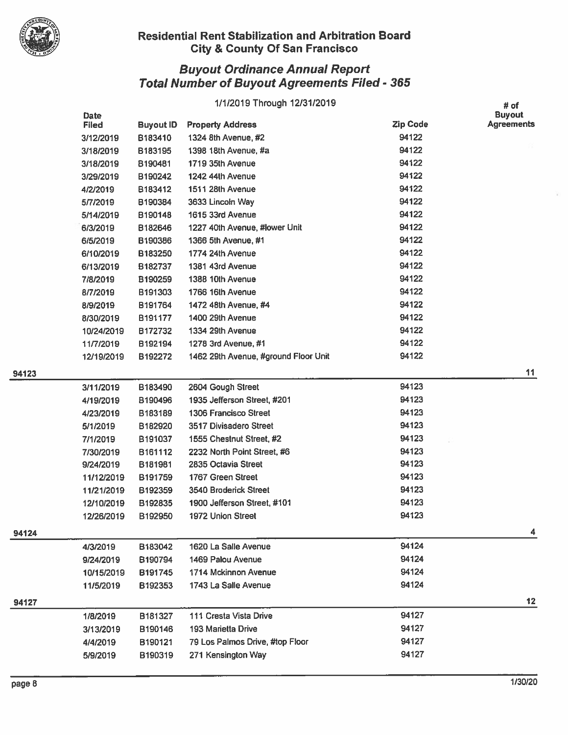## Residential Rent Stabilization and Arbitration Board
## City & County Of San Francisco

### *Buyout Ordinance Annual Report*
### *Total Number of Buyout Agreements Filed - 365*

1/1/2019 Through 12/31/2019

| | Date Filed | Buyout ID | Property Address | Zip Code | # of Buyout Agreements |
|---|---|---|---|---|---|
| | 3/12/2019 | B183410 | 1324 8th Avenue, #2 | 94122 | |
| | 3/18/2019 | B183195 | 1398 18th Avenue, #a | 94122 | |
| | 3/18/2019 | B190481 | 1719 35th Avenue | 94122 | |
| | 3/29/2019 | B190242 | 1242 44th Avenue | 94122 | |
| | 4/2/2019 | B183412 | 1511 28th Avenue | 94122 | |
| | 5/7/2019 | B190384 | 3633 Lincoln Way | 94122 | |
| | 5/14/2019 | B190148 | 1615 33rd Avenue | 94122 | |
| | 6/3/2019 | B182646 | 1227 40th Avenue, #lower Unit | 94122 | |
| | 6/5/2019 | B190386 | 1366 5th Avenue, #1 | 94122 | |
| | 6/10/2019 | B183250 | 1774 24th Avenue | 94122 | |
| | 6/13/2019 | B182737 | 1381 43rd Avenue | 94122 | |
| | 7/8/2019 | B190259 | 1388 10th Avenue | 94122 | |
| | 8/7/2019 | B191303 | 1766 16th Avenue | 94122 | |
| | 8/9/2019 | B191764 | 1472 48th Avenue, #4 | 94122 | |
| | 8/30/2019 | B191177 | 1400 29th Avenue | 94122 | |
| | 10/24/2019 | B172732 | 1334 29th Avenue | 94122 | |
| | 11/7/2019 | B192194 | 1278 3rd Avenue, #1 | 94122 | |
| | 12/19/2019 | B192272 | 1462 29th Avenue, #ground Floor Unit | 94122 | |
| **94123** | | | | | **11** |
| | 3/11/2019 | B183490 | 2604 Gough Street | 94123 | |
| | 4/19/2019 | B190496 | 1935 Jefferson Street, #201 | 94123 | |
| | 4/23/2019 | B183189 | 1306 Francisco Street | 94123 | |
| | 5/1/2019 | B182920 | 3517 Divisadero Street | 94123 | |
| | 7/1/2019 | B191037 | 1555 Chestnut Street, #2 | 94123 | |
| | 7/30/2019 | B161112 | 2232 North Point Street, #6 | 94123 | |
| | 9/24/2019 | B181981 | 2835 Octavia Street | 94123 | |
| | 11/12/2019 | B191759 | 1767 Green Street | 94123 | |
| | 11/21/2019 | B192359 | 3540 Broderick Street | 94123 | |
| | 12/10/2019 | B192835 | 1900 Jefferson Street, #101 | 94123 | |
| | 12/26/2019 | B192950 | 1972 Union Street | 94123 | |
| **94124** | | | | | **4** |
| | 4/3/2019 | B183042 | 1620 La Salle Avenue | 94124 | |
| | 9/24/2019 | B190794 | 1469 Palou Avenue | 94124 | |
| | 10/15/2019 | B191745 | 1714 Mckinnon Avenue | 94124 | |
| | 11/5/2019 | B192353 | 1743 La Salle Avenue | 94124 | |
| **94127** | | | | | **12** |
| | 1/8/2019 | B181327 | 111 Cresta Vista Drive | 94127 | |
| | 3/13/2019 | B190146 | 193 Marietta Drive | 94127 | |
| | 4/4/2019 | B190121 | 79 Los Palmos Drive, #top Floor | 94127 | |
| | 5/9/2019 | B190319 | 271 Kensington Way | 94127 | |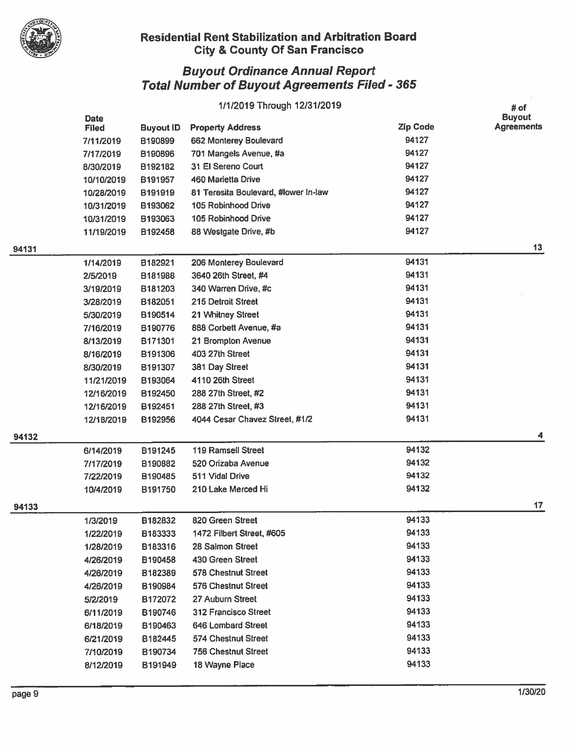# Residential Rent Stabilization and Arbitration Board
## City & County Of San Francisco

## *Buyout Ordinance Annual Report*
## *Total Number of Buyout Agreements Filed - 365*

1/1/2019 Through 12/31/2019

| | Date Filed | Buyout ID | Property Address | Zip Code | # of Buyout Agreements |
|---|---|---|---|---|---|
| | 7/11/2019 | B190899 | 662 Monterey Boulevard | 94127 | |
| | 7/17/2019 | B190896 | 701 Mangels Avenue, #a | 94127 | |
| | 8/30/2019 | B192182 | 31 El Sereno Court | 94127 | |
| | 10/10/2019 | B191957 | 460 Marietta Drive | 94127 | |
| | 10/28/2019 | B191919 | 81 Teresita Boulevard, #lower In-law | 94127 | |
| | 10/31/2019 | B193062 | 105 Robinhood Drive | 94127 | |
| | 10/31/2019 | B193063 | 105 Robinhood Drive | 94127 | |
| | 11/19/2019 | B192458 | 88 Westgate Drive, #b | 94127 | |
| 94131 | | | | | 13 |
| | 1/14/2019 | B182921 | 206 Monterey Boulevard | 94131 | |
| | 2/5/2019 | B181988 | 3640 26th Street, #4 | 94131 | |
| | 3/19/2019 | B181203 | 340 Warren Drive, #c | 94131 | |
| | 3/28/2019 | B182051 | 215 Detroit Street | 94131 | |
| | 5/30/2019 | B190514 | 21 Whitney Street | 94131 | |
| | 7/16/2019 | B190776 | 888 Corbett Avenue, #a | 94131 | |
| | 8/13/2019 | B171301 | 21 Brompton Avenue | 94131 | |
| | 8/16/2019 | B191306 | 403 27th Street | 94131 | |
| | 8/30/2019 | B191307 | 381 Day Street | 94131 | |
| | 11/21/2019 | B193064 | 4110 26th Street | 94131 | |
| | 12/16/2019 | B192450 | 288 27th Street, #2 | 94131 | |
| | 12/16/2019 | B192451 | 288 27th Street, #3 | 94131 | |
| | 12/18/2019 | B192956 | 4044 Cesar Chavez Street, #1/2 | 94131 | |
| 94132 | | | | | 4 |
| | 6/14/2019 | B191245 | 119 Ramsell Street | 94132 | |
| | 7/17/2019 | B190882 | 520 Orizaba Avenue | 94132 | |
| | 7/22/2019 | B190485 | 511 Vidal Drive | 94132 | |
| | 10/4/2019 | B191750 | 210 Lake Merced Hi | 94132 | |
| 94133 | | | | | 17 |
| | 1/3/2019 | B182832 | 820 Green Street | 94133 | |
| | 1/22/2019 | B183333 | 1472 Filbert Street, #605 | 94133 | |
| | 1/28/2019 | B183316 | 28 Salmon Street | 94133 | |
| | 4/26/2019 | B190458 | 430 Green Street | 94133 | |
| | 4/26/2019 | B182389 | 578 Chestnut Street | 94133 | |
| | 4/26/2019 | B190984 | 576 Chestnut Street | 94133 | |
| | 5/2/2019 | B172072 | 27 Auburn Street | 94133 | |
| | 6/11/2019 | B190746 | 312 Francisco Street | 94133 | |
| | 6/18/2019 | B190463 | 646 Lombard Street | 94133 | |
| | 6/21/2019 | B182445 | 574 Chestnut Street | 94133 | |
| | 7/10/2019 | B190734 | 756 Chestnut Street | 94133 | |
| | 8/12/2019 | B191949 | 18 Wayne Place | 94133 | |

1/30/20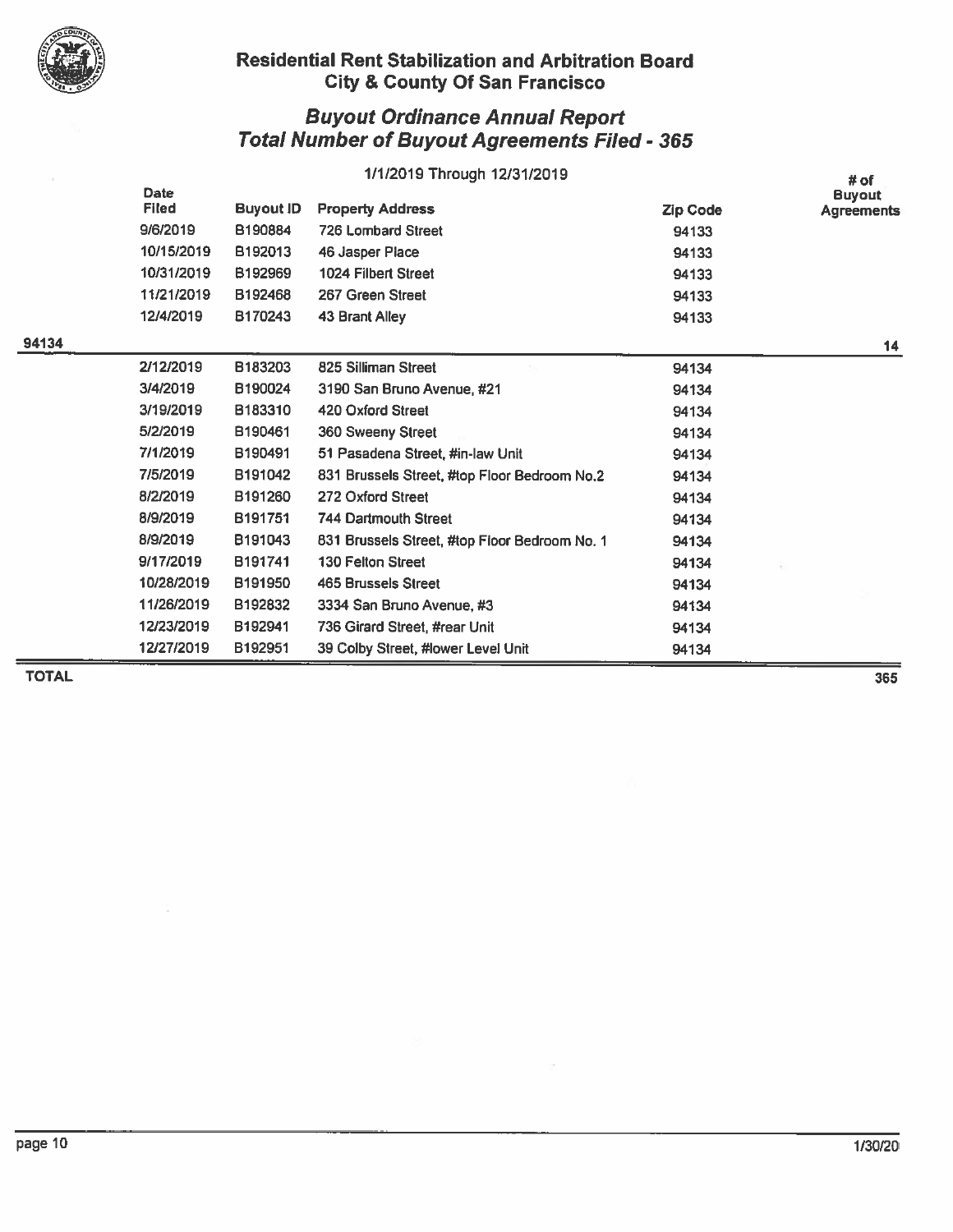## Residential Rent Stabilization and Arbitration Board
## City & County Of San Francisco

### *Buyout Ordinance Annual Report*
### *Total Number of Buyout Agreements Filed - 365*

1/1/2019 Through 12/31/2019

| | Date Filed | Buyout ID | Property Address | Zip Code | # of Buyout Agreements |
|---|---|---|---|---|---|
| | 9/6/2019 | B190884 | 726 Lombard Street | 94133 | |
| | 10/15/2019 | B192013 | 46 Jasper Place | 94133 | |
| | 10/31/2019 | B192969 | 1024 Filbert Street | 94133 | |
| | 11/21/2019 | B192468 | 267 Green Street | 94133 | |
| | 12/4/2019 | B170243 | 43 Brant Alley | 94133 | |
| 94134 | | | | | 14 |
| | 2/12/2019 | B183203 | 825 Silliman Street | 94134 | |
| | 3/4/2019 | B190024 | 3190 San Bruno Avenue, #21 | 94134 | |
| | 3/19/2019 | B183310 | 420 Oxford Street | 94134 | |
| | 5/2/2019 | B190461 | 360 Sweeny Street | 94134 | |
| | 7/1/2019 | B190491 | 51 Pasadena Street, #in-law Unit | 94134 | |
| | 7/5/2019 | B191042 | 831 Brussels Street, #top Floor Bedroom No.2 | 94134 | |
| | 8/2/2019 | B191260 | 272 Oxford Street | 94134 | |
| | 8/9/2019 | B191751 | 744 Dartmouth Street | 94134 | |
| | 8/9/2019 | B191043 | 831 Brussels Street, #top Floor Bedroom No. 1 | 94134 | |
| | 9/17/2019 | B191741 | 130 Felton Street | 94134 | |
| | 10/28/2019 | B191950 | 465 Brussels Street | 94134 | |
| | 11/26/2019 | B192832 | 3334 San Bruno Avenue, #3 | 94134 | |
| | 12/23/2019 | B192941 | 736 Girard Street, #rear Unit | 94134 | |
| | 12/27/2019 | B192951 | 39 Colby Street, #lower Level Unit | 94134 | |
| **TOTAL** | | | | | 365 |